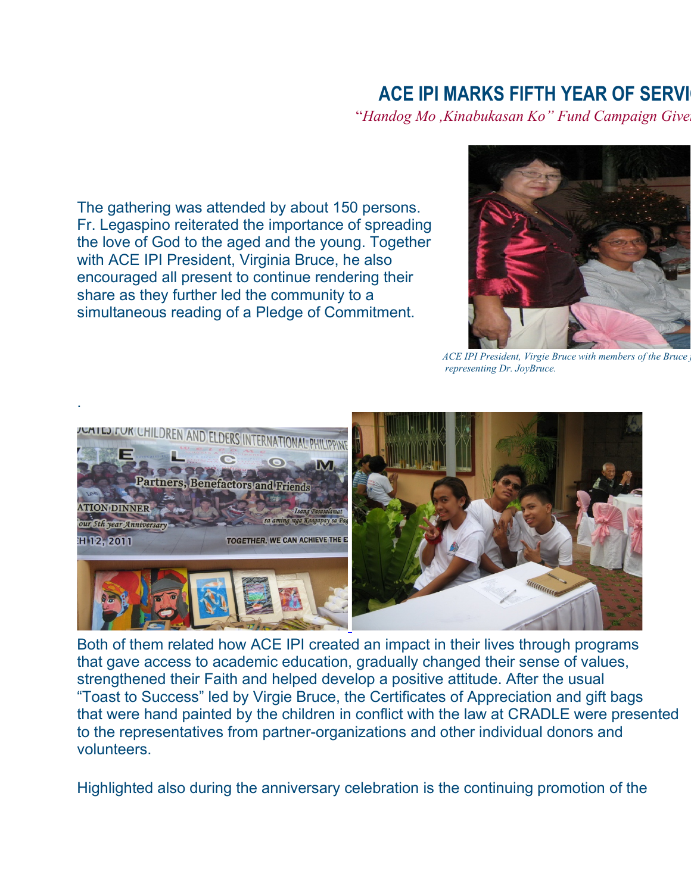## ACE IPI MARKS FIFTH YEAR OF SERVI

*"Handog Mo ,Kinabukasan Ko" Fund Campaign Give*

The gathering was attended by about 150 persons. Fr. Legaspino reiterated the importance of spreading the love of God to the aged and the young. Together with ACE IPI President, Virginia Bruce, he also encouraged all present to continue rendering their share as they further led the community to a simultaneous reading of a Pledge of Commitment.

*ACE IPI President, Virgie Bruce with members of the Bruce representing Dr. JoyBruce.*

.

Both of them related how ACE IPI created an impact in their lives through programs that gave access to academic education, gradually changed their sense of values, strengthened their Faith and helped develop a positive attitude. After the usual "Toast to Success" led by Virgie Bruce, the Certificates of Appreciation and gift bags that were hand painted by the children in conflict with the law at CRADLE were presented to the representatives from partner-organizations and other individual donors and volunteers.

Highlighted also during the anniversary celebration is the continuing promotion of the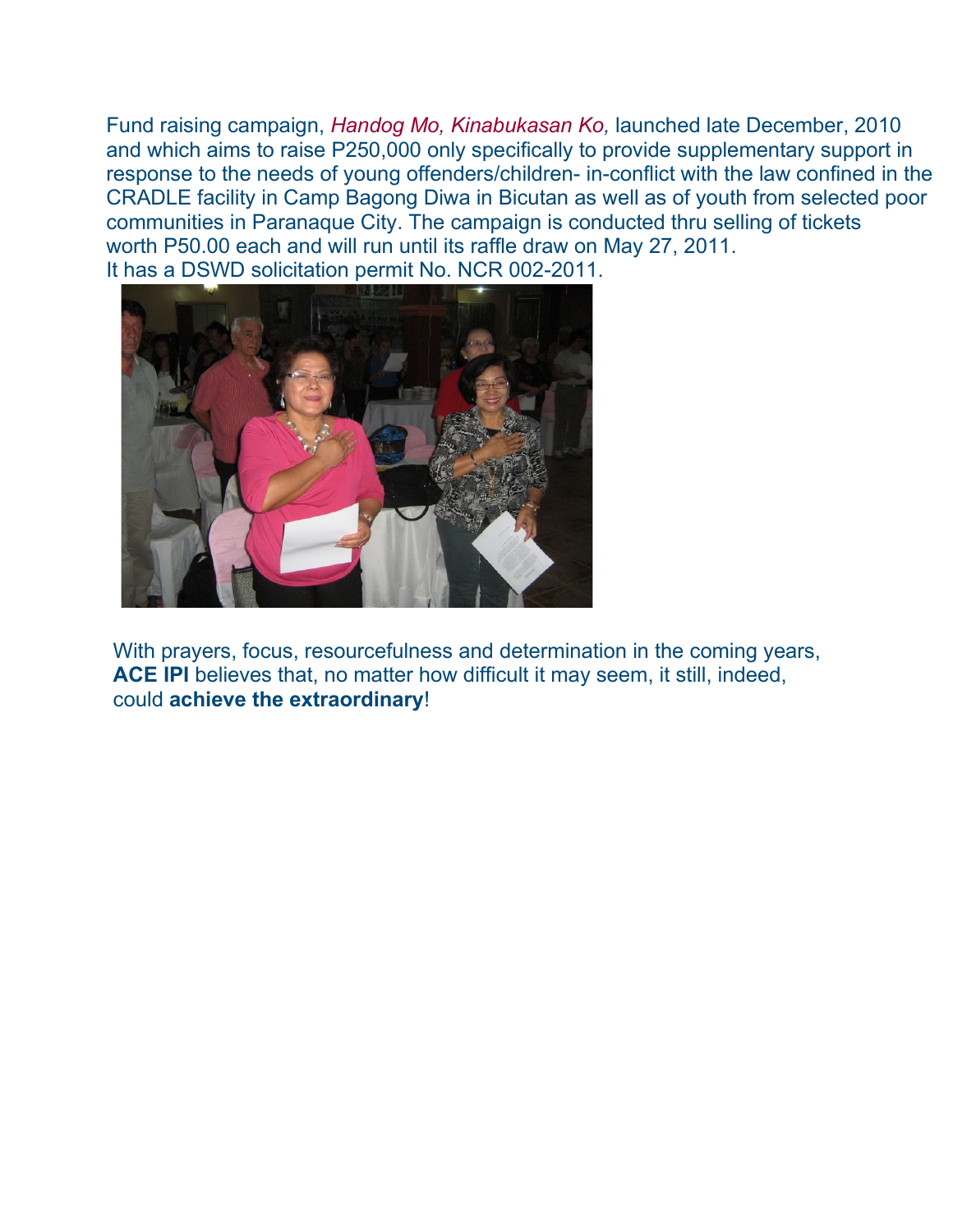Fund raising campaign, *Handog Mo, Kinabukasan Ko,* launched late December, 2010 and which aims to raise P250,000 only specifically to provide supplementary support in response to the needs of young offenders/children- in-conflict with the law confined in the CRADLE facility in Camp Bagong Diwa in Bicutan as well as of youth from selected poor communities in Paranaque City. The campaign is conducted thru selling of tickets worth P50.00 each and will run until its raffle draw on May 27, 2011. It has a DSWD solicitation permit No. NCR 002-2011.

With prayers, focus, resourcefulness and determination in the coming years, **ACE IPI** believes that, no matter how difficult it may seem, it still, indeed, could **achieve the extraordinary**!